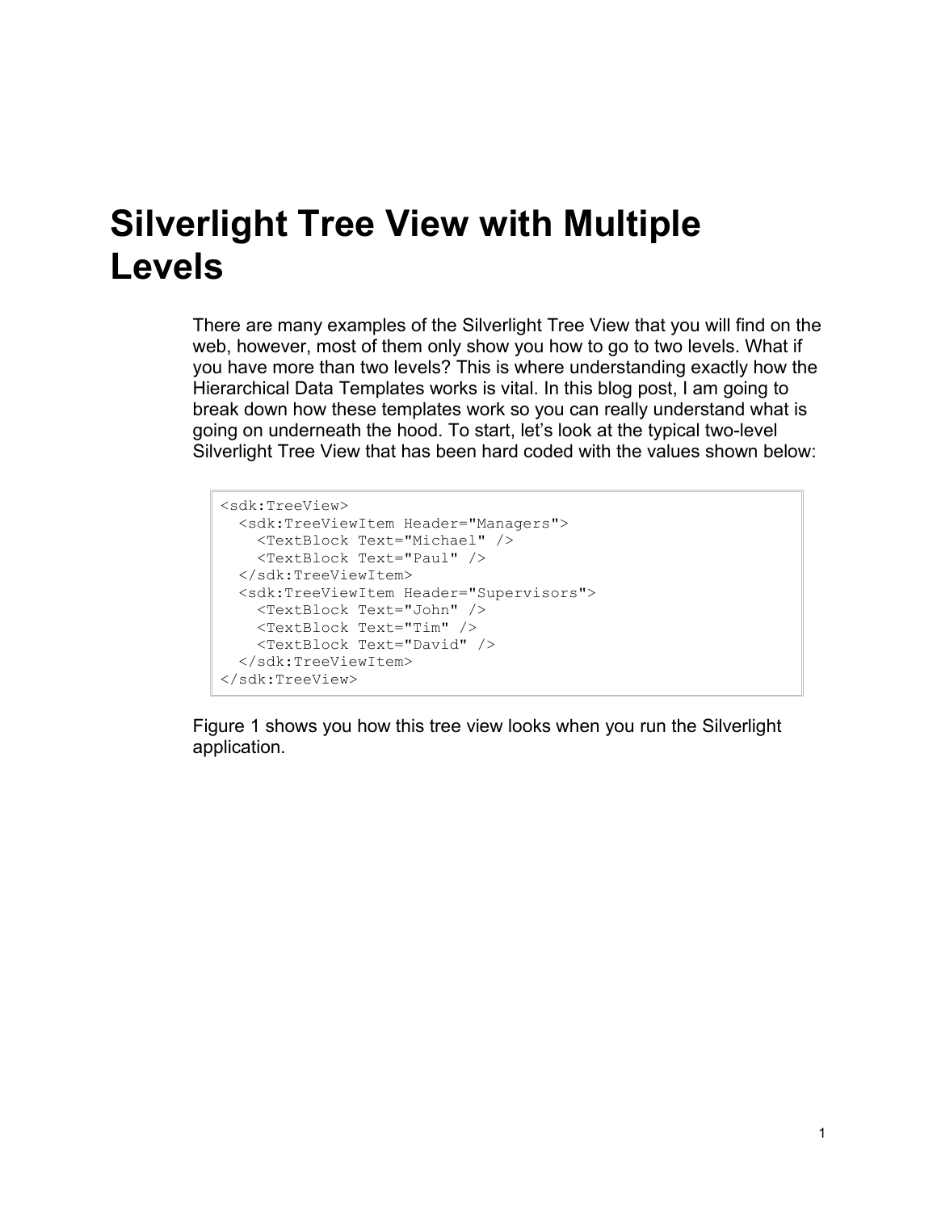# Silverlight Tree View with Multiple Levels

There are many examples of the Silverlight Tree View that you will find on the web, however, most of them only show you how to go to two levels. What if you have more than two levels? This is where understanding exactly how the Hierarchical Data Templates works is vital. In this blog post, I am going to break down how these templates work so you can really understand what is going on underneath the hood. To start, let's look at the typical two-level Silverlight Tree View that has been hard coded with the values shown below:

```
<sdk:TreeView>
  <sdk:TreeViewItem Header="Managers">
    <TextBlock Text="Michael" />
    <TextBlock Text="Paul" />
  </sdk:TreeViewItem>
  <sdk:TreeViewItem Header="Supervisors">
    <TextBlock Text="John" />
    <TextBlock Text="Tim" />
    <TextBlock Text="David" />
  </sdk:TreeViewItem>
</sdk:TreeView>
```

Figure 1 shows you how this tree view looks when you run the Silverlight application.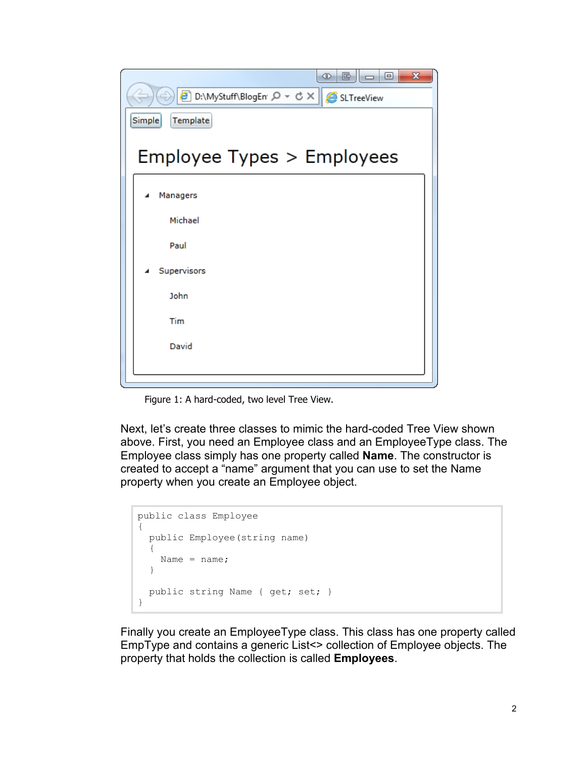Figure 1: A hard-coded, two level Tree View.

Next, let’s create three classes to mimic the hard-coded Tree View shown above. First, you need an Employee class and an EmployeeType class. The Employee class simply has one property called **Name**. The constructor is created to accept a “name” argument that you can use to set the Name property when you create an Employee object.

```
public class Employee
{
  public Employee(string name)
  {
    Name = name;
  }

  public string Name { get; set; }
}
```

Finally you create an EmployeeType class. This class has one property called EmpType and contains a generic List<> collection of Employee objects. The property that holds the collection is called **Employees**.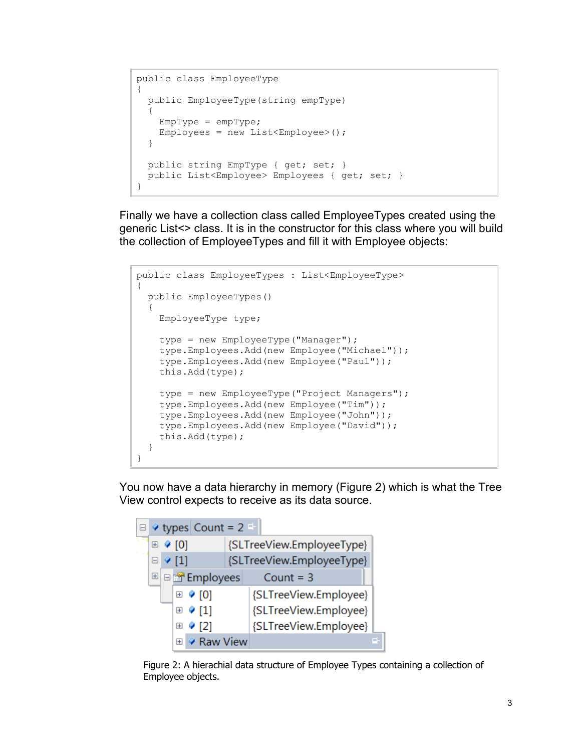```
public class EmployeeType
{
  public EmployeeType(string empType)
  {
    EmpType = empType;
    Employees = new List<Employee>();
  }

  public string EmpType { get; set; }
  public List<Employee> Employees { get; set; }
}
```

Finally we have a collection class called EmployeeTypes created using the generic List<> class. It is in the constructor for this class where you will build the collection of EmployeeTypes and fill it with Employee objects:

```
public class EmployeeTypes : List<EmployeeType>
{
  public EmployeeTypes()
  {
    EmployeeType type;

    type = new EmployeeType("Manager");
    type.Employees.Add(new Employee("Michael"));
    type.Employees.Add(new Employee("Paul"));
    this.Add(type);

    type = new EmployeeType("Project Managers");
    type.Employees.Add(new Employee("Tim"));
    type.Employees.Add(new Employee("John"));
    type.Employees.Add(new Employee("David"));
    this.Add(type);
  }
}
```

You now have a data hierarchy in memory (Figure 2) which is what the Tree View control expects to receive as its data source.

Figure 2: A hierachial data structure of Employee Types containing a collection of Employee objects.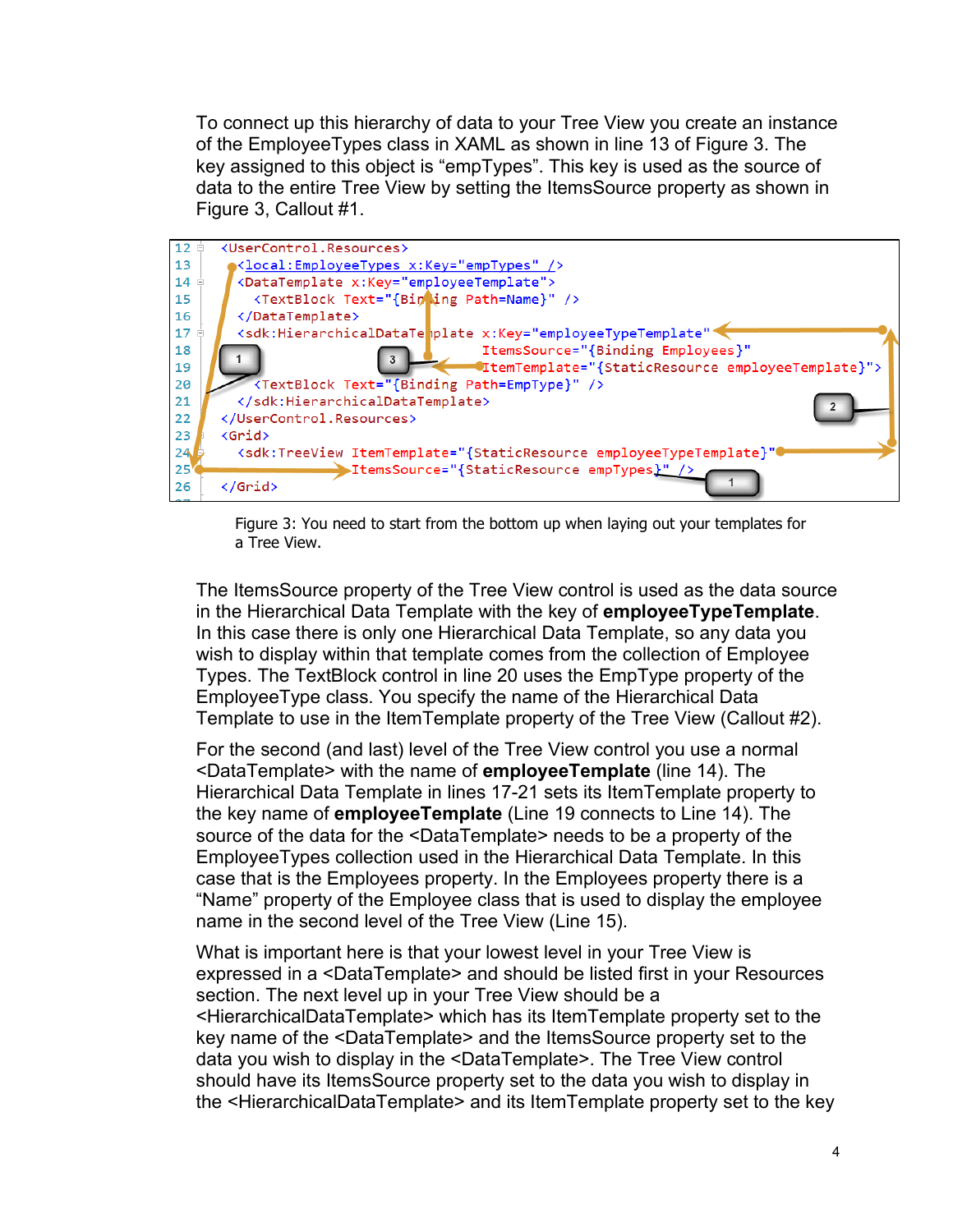To connect up this hierarchy of data to your Tree View you create an instance of the EmployeeTypes class in XAML as shown in line 13 of Figure 3. The key assigned to this object is “empTypes”. This key is used as the source of data to the entire Tree View by setting the ItemsSource property as shown in Figure 3, Callout #1.

```
12  <UserControl.Resources>
13    <local:EmployeeTypes x:Key="empTypes" />
14    <DataTemplate x:Key="employeeTemplate">
15      <TextBlock Text="{Binding Path=Name}" />
16    </DataTemplate>
17    <sdk:HierarchicalDataTemplate x:Key="employeeTypeTemplate"
18                                  ItemsSource="{Binding Employees}"
19                                  ItemTemplate="{StaticResource employeeTemplate}">
20      <TextBlock Text="{Binding Path=EmpType}" />
21    </sdk:HierarchicalDataTemplate>
22  </UserControl.Resources>
23  <Grid>
24    <sdk:TreeView ItemTemplate="{StaticResource employeeTypeTemplate}"
25                  ItemsSource="{StaticResource empTypes}" />
26  </Grid>
```

Figure 3: You need to start from the bottom up when laying out your templates for a Tree View.

The ItemsSource property of the Tree View control is used as the data source in the Hierarchical Data Template with the key of **employeeTypeTemplate**. In this case there is only one Hierarchical Data Template, so any data you wish to display within that template comes from the collection of Employee Types. The TextBlock control in line 20 uses the EmpType property of the EmployeeType class. You specify the name of the Hierarchical Data Template to use in the ItemTemplate property of the Tree View (Callout #2).

For the second (and last) level of the Tree View control you use a normal <DataTemplate> with the name of **employeeTemplate** (line 14). The Hierarchical Data Template in lines 17-21 sets its ItemTemplate property to the key name of **employeeTemplate** (Line 19 connects to Line 14). The source of the data for the <DataTemplate> needs to be a property of the EmployeeTypes collection used in the Hierarchical Data Template. In this case that is the Employees property. In the Employees property there is a “Name” property of the Employee class that is used to display the employee name in the second level of the Tree View (Line 15).

What is important here is that your lowest level in your Tree View is expressed in a <DataTemplate> and should be listed first in your Resources section. The next level up in your Tree View should be a <HierarchicalDataTemplate> which has its ItemTemplate property set to the key name of the <DataTemplate> and the ItemsSource property set to the data you wish to display in the <DataTemplate>. The Tree View control should have its ItemsSource property set to the data you wish to display in the <HierarchicalDataTemplate> and its ItemTemplate property set to the key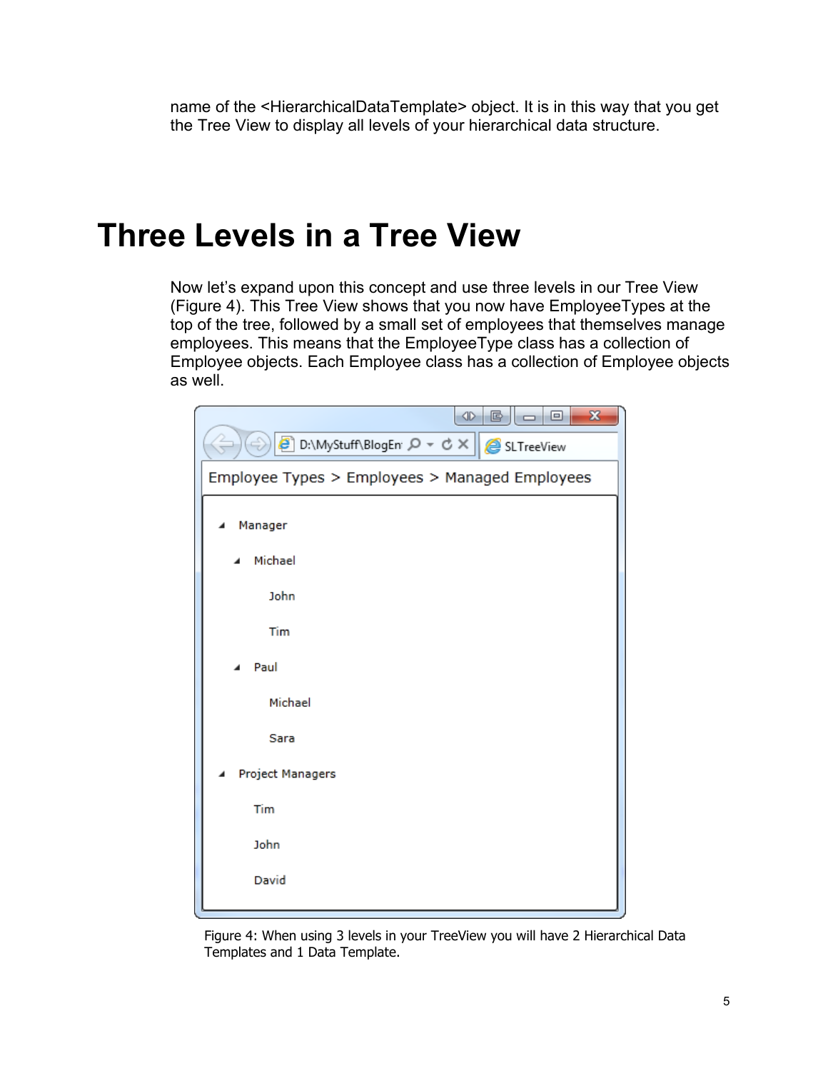name of the <HierarchicalDataTemplate> object. It is in this way that you get the Tree View to display all levels of your hierarchical data structure.

# Three Levels in a Tree View

Now let's expand upon this concept and use three levels in our Tree View (Figure 4). This Tree View shows that you now have EmployeeTypes at the top of the tree, followed by a small set of employees that themselves manage employees. This means that the EmployeeType class has a collection of Employee objects. Each Employee class has a collection of Employee objects as well.

Figure 4: When using 3 levels in your TreeView you will have 2 Hierarchical Data Templates and 1 Data Template.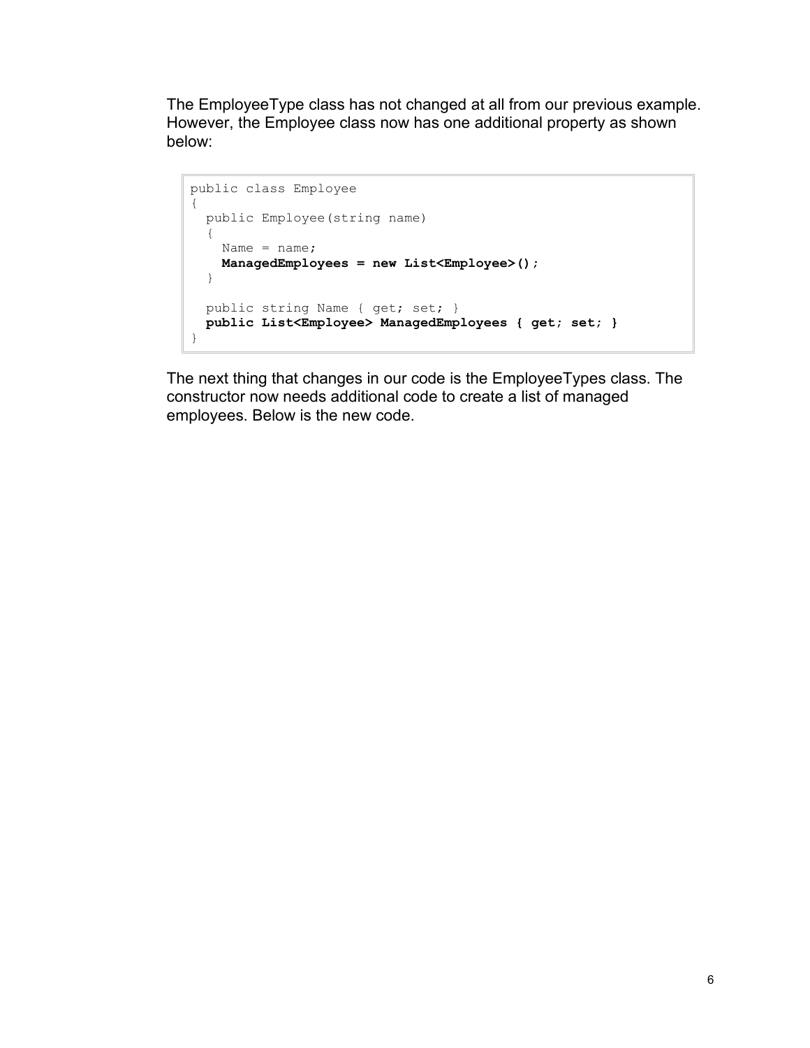The EmployeeType class has not changed at all from our previous example. However, the Employee class now has one additional property as shown below:

```
public class Employee
{
  public Employee(string name)
  {
    Name = name;
    ManagedEmployees = new List<Employee>();
  }

  public string Name { get; set; }
  public List<Employee> ManagedEmployees { get; set; }
}
```

The next thing that changes in our code is the EmployeeTypes class. The constructor now needs additional code to create a list of managed employees. Below is the new code.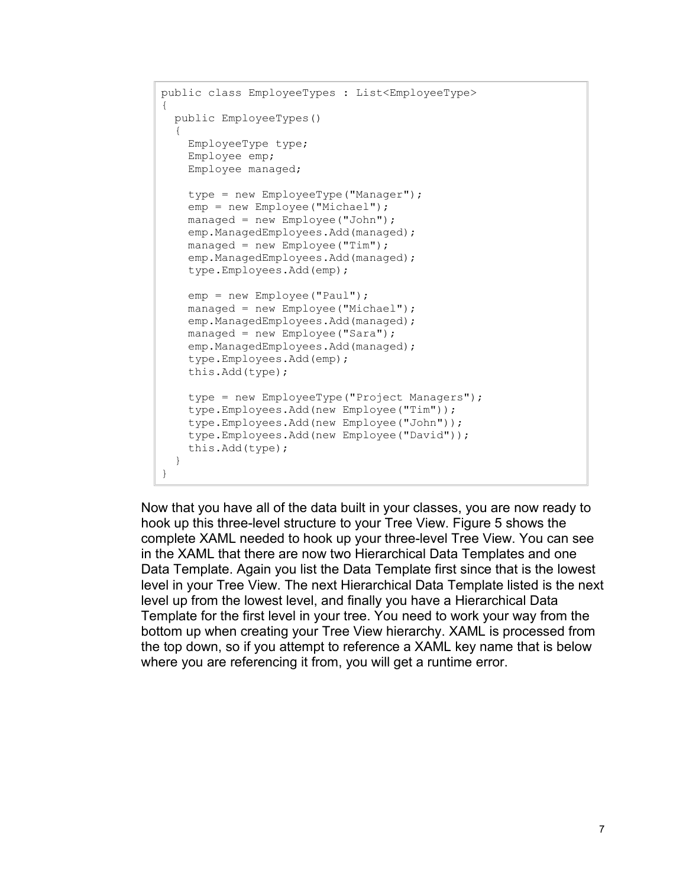```
public class EmployeeTypes : List<EmployeeType>
{
  public EmployeeTypes()
  {
    EmployeeType type;
    Employee emp;
    Employee managed;

    type = new EmployeeType("Manager");
    emp = new Employee("Michael");
    managed = new Employee("John");
    emp.ManagedEmployees.Add(managed);
    managed = new Employee("Tim");
    emp.ManagedEmployees.Add(managed);
    type.Employees.Add(emp);

    emp = new Employee("Paul");
    managed = new Employee("Michael");
    emp.ManagedEmployees.Add(managed);
    managed = new Employee("Sara");
    emp.ManagedEmployees.Add(managed);
    type.Employees.Add(emp);
    this.Add(type);

    type = new EmployeeType("Project Managers");
    type.Employees.Add(new Employee("Tim"));
    type.Employees.Add(new Employee("John"));
    type.Employees.Add(new Employee("David"));
    this.Add(type);
  }
}
```

Now that you have all of the data built in your classes, you are now ready to hook up this three-level structure to your Tree View. Figure 5 shows the complete XAML needed to hook up your three-level Tree View. You can see in the XAML that there are now two Hierarchical Data Templates and one Data Template. Again you list the Data Template first since that is the lowest level in your Tree View. The next Hierarchical Data Template listed is the next level up from the lowest level, and finally you have a Hierarchical Data Template for the first level in your tree. You need to work your way from the bottom up when creating your Tree View hierarchy. XAML is processed from the top down, so if you attempt to reference a XAML key name that is below where you are referencing it from, you will get a runtime error.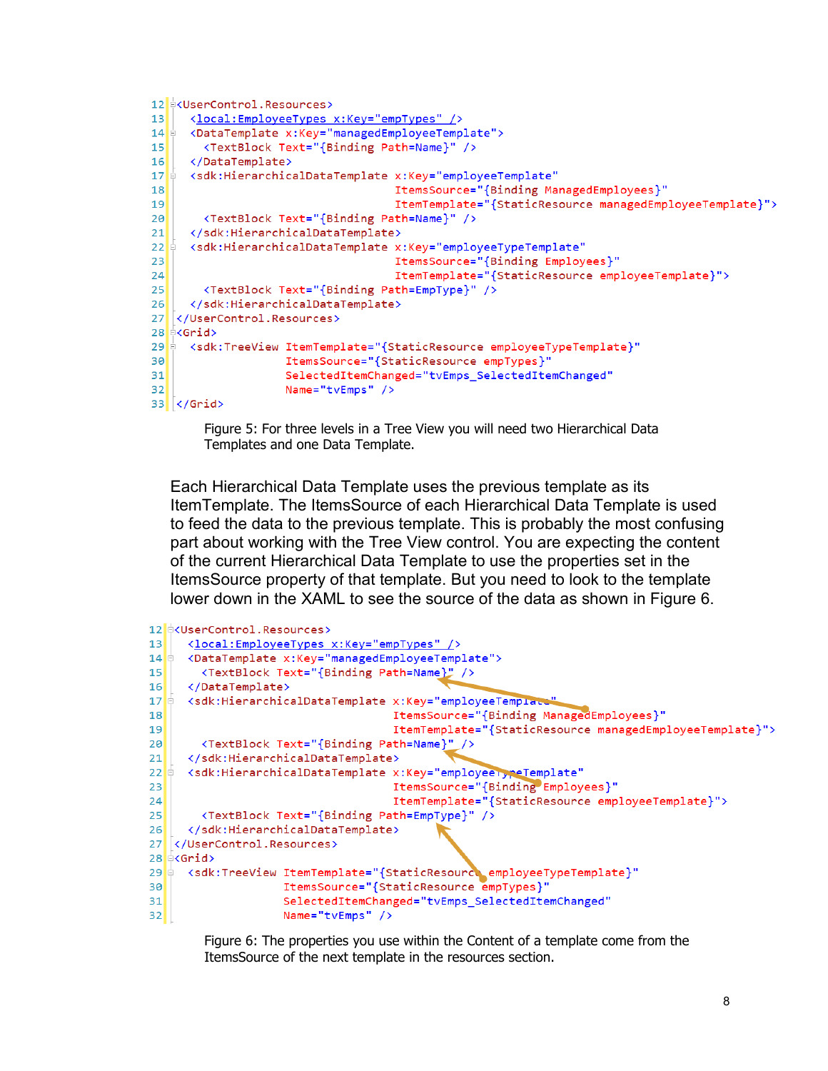```xml
12 <UserControl.Resources>
13   <local:EmployeeTypes x:Key="empTypes" />
14   <DataTemplate x:Key="managedEmployeeTemplate">
15     <TextBlock Text="{Binding Path=Name}" />
16   </DataTemplate>
17   <sdk:HierarchicalDataTemplate x:Key="employeeTemplate"
18                                 ItemsSource="{Binding ManagedEmployees}"
19                                 ItemTemplate="{StaticResource managedEmployeeTemplate}">
20     <TextBlock Text="{Binding Path=Name}" />
21   </sdk:HierarchicalDataTemplate>
22   <sdk:HierarchicalDataTemplate x:Key="employeeTypeTemplate"
23                                 ItemsSource="{Binding Employees}"
24                                 ItemTemplate="{StaticResource employeeTemplate}">
25     <TextBlock Text="{Binding Path=EmpType}" />
26   </sdk:HierarchicalDataTemplate>
27 </UserControl.Resources>
28 <Grid>
29   <sdk:TreeView ItemTemplate="{StaticResource employeeTypeTemplate}"
30                 ItemsSource="{StaticResource empTypes}"
31                 SelectedItemChanged="tvEmps_SelectedItemChanged"
32                 Name="tvEmps" />
33 </Grid>
```

Figure 5: For three levels in a Tree View you will need two Hierarchical Data Templates and one Data Template.

Each Hierarchical Data Template uses the previous template as its ItemTemplate. The ItemsSource of each Hierarchical Data Template is used to feed the data to the previous template. This is probably the most confusing part about working with the Tree View control. You are expecting the content of the current Hierarchical Data Template to use the properties set in the ItemsSource property of that template. But you need to look to the template lower down in the XAML to see the source of the data as shown in Figure 6.

```xml
12 <UserControl.Resources>
13   <local:EmployeeTypes x:Key="empTypes" />
14   <DataTemplate x:Key="managedEmployeeTemplate">
15     <TextBlock Text="{Binding Path=Name}" />
16   </DataTemplate>
17   <sdk:HierarchicalDataTemplate x:Key="employeeTemplate"
18                                 ItemsSource="{Binding ManagedEmployees}"
19                                 ItemTemplate="{StaticResource managedEmployeeTemplate}">
20     <TextBlock Text="{Binding Path=Name}" />
21   </sdk:HierarchicalDataTemplate>
22   <sdk:HierarchicalDataTemplate x:Key="employeeTypeTemplate"
23                                 ItemsSource="{Binding Employees}"
24                                 ItemTemplate="{StaticResource employeeTemplate}">
25     <TextBlock Text="{Binding Path=EmpType}" />
26   </sdk:HierarchicalDataTemplate>
27 </UserControl.Resources>
28 <Grid>
29   <sdk:TreeView ItemTemplate="{StaticResource employeeTypeTemplate}"
30                 ItemsSource="{StaticResource empTypes}"
31                 SelectedItemChanged="tvEmps_SelectedItemChanged"
32                 Name="tvEmps" />
```

Figure 6: The properties you use within the Content of a template come from the ItemsSource of the next template in the resources section.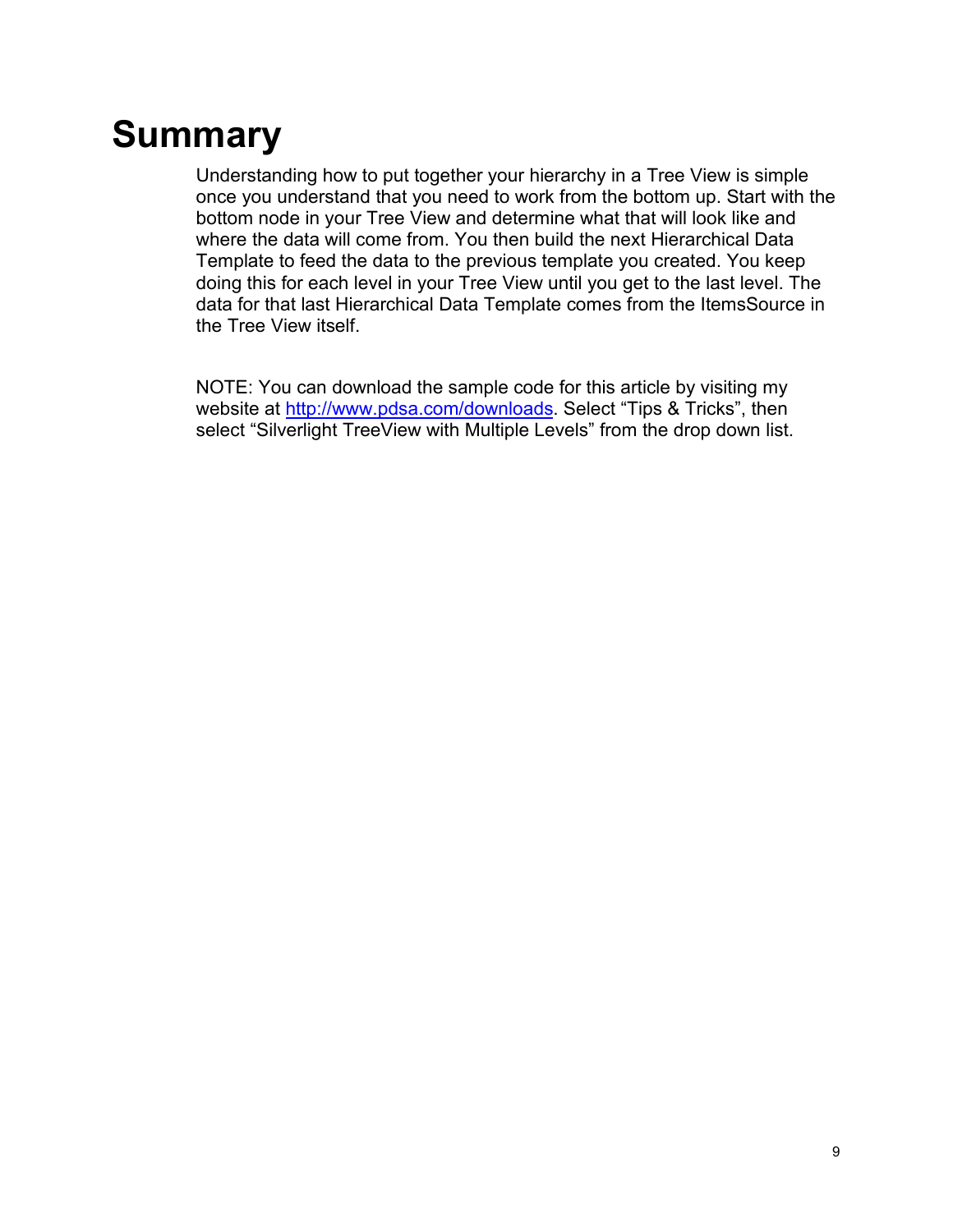# Summary

Understanding how to put together your hierarchy in a Tree View is simple once you understand that you need to work from the bottom up. Start with the bottom node in your Tree View and determine what that will look like and where the data will come from. You then build the next Hierarchical Data Template to feed the data to the previous template you created. You keep doing this for each level in your Tree View until you get to the last level. The data for that last Hierarchical Data Template comes from the ItemsSource in the Tree View itself.

NOTE: You can download the sample code for this article by visiting my website at [http://www.pdsa.com/downloads](http://www.pdsa.com/downloads). Select “Tips & Tricks”, then select “Silverlight TreeView with Multiple Levels” from the drop down list.